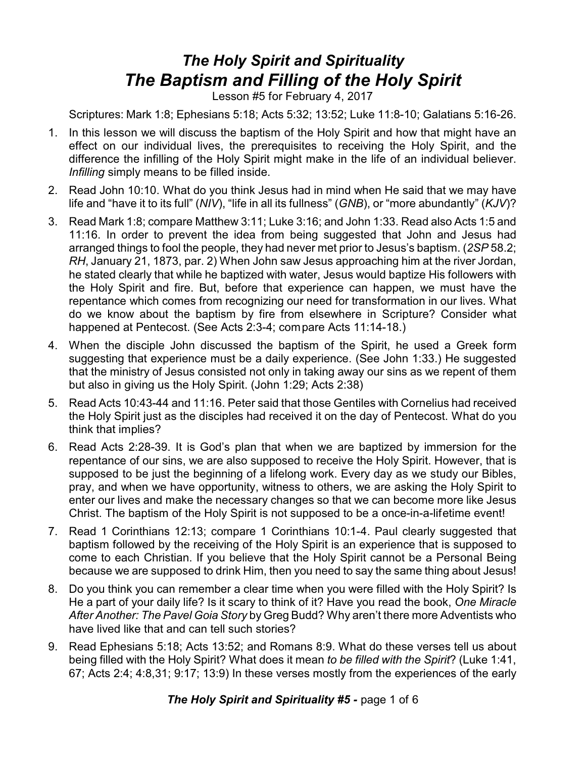# *The Holy Spirit and Spirituality*
# *The Baptism and Filling of the Holy Spirit*

Lesson #5 for February 4, 2017

Scriptures: Mark 1:8; Ephesians 5:18; Acts 5:32; 13:52; Luke 11:8-10; Galatians 5:16-26.

1. In this lesson we will discuss the baptism of the Holy Spirit and how that might have an effect on our individual lives, the prerequisites to receiving the Holy Spirit, and the difference the infilling of the Holy Spirit might make in the life of an individual believer. *Infilling* simply means to be filled inside.

2. Read John 10:10. What do you think Jesus had in mind when He said that we may have life and "have it to its full" (*NIV*), "life in all its fullness" (*GNB*), or "more abundantly" (*KJV*)?

3. Read Mark 1:8; compare Matthew 3:11; Luke 3:16; and John 1:33. Read also Acts 1:5 and 11:16. In order to prevent the idea from being suggested that John and Jesus had arranged things to fool the people, they had never met prior to Jesus's baptism. (*2SP* 58.2; *RH*, January 21, 1873, par. 2) When John saw Jesus approaching him at the river Jordan, he stated clearly that while he baptized with water, Jesus would baptize His followers with the Holy Spirit and fire. But, before that experience can happen, we must have the repentance which comes from recognizing our need for transformation in our lives. What do we know about the baptism by fire from elsewhere in Scripture? Consider what happened at Pentecost. (See Acts 2:3-4; compare Acts 11:14-18.)

4. When the disciple John discussed the baptism of the Spirit, he used a Greek form suggesting that experience must be a daily experience. (See John 1:33.) He suggested that the ministry of Jesus consisted not only in taking away our sins as we repent of them but also in giving us the Holy Spirit. (John 1:29; Acts 2:38)

5. Read Acts 10:43-44 and 11:16. Peter said that those Gentiles with Cornelius had received the Holy Spirit just as the disciples had received it on the day of Pentecost. What do you think that implies?

6. Read Acts 2:28-39. It is God's plan that when we are baptized by immersion for the repentance of our sins, we are also supposed to receive the Holy Spirit. However, that is supposed to be just the beginning of a lifelong work. Every day as we study our Bibles, pray, and when we have opportunity, witness to others, we are asking the Holy Spirit to enter our lives and make the necessary changes so that we can become more like Jesus Christ. The baptism of the Holy Spirit is not supposed to be a once-in-a-lifetime event!

7. Read 1 Corinthians 12:13; compare 1 Corinthians 10:1-4. Paul clearly suggested that baptism followed by the receiving of the Holy Spirit is an experience that is supposed to come to each Christian. If you believe that the Holy Spirit cannot be a Personal Being because we are supposed to drink Him, then you need to say the same thing about Jesus!

8. Do you think you can remember a clear time when you were filled with the Holy Spirit? Is He a part of your daily life? Is it scary to think of it? Have you read the book, *One Miracle After Another: The Pavel Goia Story* by Greg Budd? Why aren't there more Adventists who have lived like that and can tell such stories?

9. Read Ephesians 5:18; Acts 13:52; and Romans 8:9. What do these verses tell us about being filled with the Holy Spirit? What does it mean *to be filled with the Spirit*? (Luke 1:41, 67; Acts 2:4; 4:8,31; 9:17; 13:9) In these verses mostly from the experiences of the early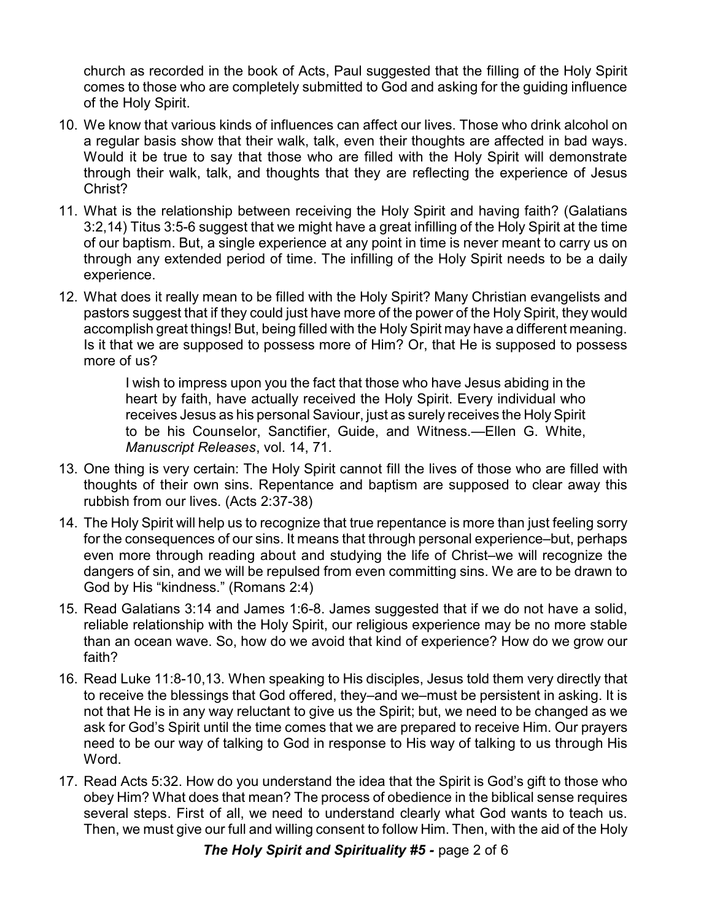church as recorded in the book of Acts, Paul suggested that the filling of the Holy Spirit comes to those who are completely submitted to God and asking for the guiding influence of the Holy Spirit.

10. We know that various kinds of influences can affect our lives. Those who drink alcohol on a regular basis show that their walk, talk, even their thoughts are affected in bad ways. Would it be true to say that those who are filled with the Holy Spirit will demonstrate through their walk, talk, and thoughts that they are reflecting the experience of Jesus Christ?

11. What is the relationship between receiving the Holy Spirit and having faith? (Galatians 3:2,14) Titus 3:5-6 suggest that we might have a great infilling of the Holy Spirit at the time of our baptism. But, a single experience at any point in time is never meant to carry us on through any extended period of time. The infilling of the Holy Spirit needs to be a daily experience.

12. What does it really mean to be filled with the Holy Spirit? Many Christian evangelists and pastors suggest that if they could just have more of the power of the Holy Spirit, they would accomplish great things! But, being filled with the Holy Spirit may have a different meaning. Is it that we are supposed to possess more of Him? Or, that He is supposed to possess more of us?

    > I wish to impress upon you the fact that those who have Jesus abiding in the heart by faith, have actually received the Holy Spirit. Every individual who receives Jesus as his personal Saviour, just as surely receives the Holy Spirit to be his Counselor, Sanctifier, Guide, and Witness.—Ellen G. White, *Manuscript Releases*, vol. 14, 71.

13. One thing is very certain: The Holy Spirit cannot fill the lives of those who are filled with thoughts of their own sins. Repentance and baptism are supposed to clear away this rubbish from our lives. (Acts 2:37-38)

14. The Holy Spirit will help us to recognize that true repentance is more than just feeling sorry for the consequences of our sins. It means that through personal experience–but, perhaps even more through reading about and studying the life of Christ–we will recognize the dangers of sin, and we will be repulsed from even committing sins. We are to be drawn to God by His "kindness." (Romans 2:4)

15. Read Galatians 3:14 and James 1:6-8. James suggested that if we do not have a solid, reliable relationship with the Holy Spirit, our religious experience may be no more stable than an ocean wave. So, how do we avoid that kind of experience? How do we grow our faith?

16. Read Luke 11:8-10,13. When speaking to His disciples, Jesus told them very directly that to receive the blessings that God offered, they–and we–must be persistent in asking. It is not that He is in any way reluctant to give us the Spirit; but, we need to be changed as we ask for God's Spirit until the time comes that we are prepared to receive Him. Our prayers need to be our way of talking to God in response to His way of talking to us through His Word.

17. Read Acts 5:32. How do you understand the idea that the Spirit is God's gift to those who obey Him? What does that mean? The process of obedience in the biblical sense requires several steps. First of all, we need to understand clearly what God wants to teach us. Then, we must give our full and willing consent to follow Him. Then, with the aid of the Holy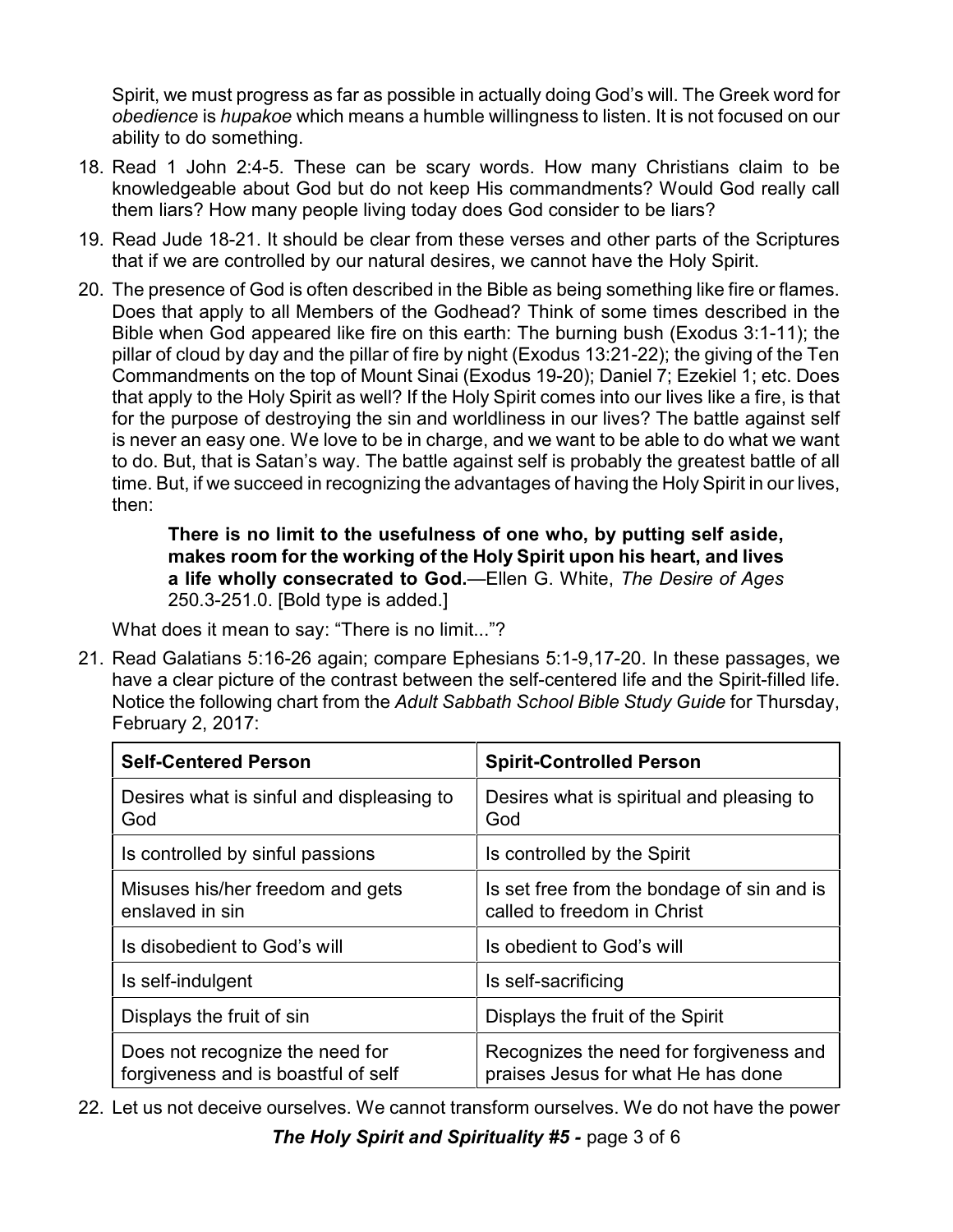Spirit, we must progress as far as possible in actually doing God's will. The Greek word for *obedience* is *hupakoe* which means a humble willingness to listen. It is not focused on our ability to do something.

18. Read 1 John 2:4-5. These can be scary words. How many Christians claim to be knowledgeable about God but do not keep His commandments? Would God really call them liars? How many people living today does God consider to be liars?

19. Read Jude 18-21. It should be clear from these verses and other parts of the Scriptures that if we are controlled by our natural desires, we cannot have the Holy Spirit.

20. The presence of God is often described in the Bible as being something like fire or flames. Does that apply to all Members of the Godhead? Think of some times described in the Bible when God appeared like fire on this earth: The burning bush (Exodus 3:1-11); the pillar of cloud by day and the pillar of fire by night (Exodus 13:21-22); the giving of the Ten Commandments on the top of Mount Sinai (Exodus 19-20); Daniel 7; Ezekiel 1; etc. Does that apply to the Holy Spirit as well? If the Holy Spirit comes into our lives like a fire, is that for the purpose of destroying the sin and worldliness in our lives? The battle against self is never an easy one. We love to be in charge, and we want to be able to do what we want to do. But, that is Satan's way. The battle against self is probably the greatest battle of all time. But, if we succeed in recognizing the advantages of having the Holy Spirit in our lives, then:

    > **There is no limit to the usefulness of one who, by putting self aside, makes room for the working of the Holy Spirit upon his heart, and lives a life wholly consecrated to God.**—Ellen G. White, *The Desire of Ages* 250.3-251.0. [Bold type is added.]

    What does it mean to say: "There is no limit..."?

21. Read Galatians 5:16-26 again; compare Ephesians 5:1-9,17-20. In these passages, we have a clear picture of the contrast between the self-centered life and the Spirit-filled life. Notice the following chart from the *Adult Sabbath School Bible Study Guide* for Thursday, February 2, 2017:

| **Self-Centered Person** | **Spirit-Controlled Person** |
|---|---|
| Desires what is sinful and displeasing to God | Desires what is spiritual and pleasing to God |
| Is controlled by sinful passions | Is controlled by the Spirit |
| Misuses his/her freedom and gets enslaved in sin | Is set free from the bondage of sin and is called to freedom in Christ |
| Is disobedient to God's will | Is obedient to God's will |
| Is self-indulgent | Is self-sacrificing |
| Displays the fruit of sin | Displays the fruit of the Spirit |
| Does not recognize the need for forgiveness and is boastful of self | Recognizes the need for forgiveness and praises Jesus for what He has done |

22. Let us not deceive ourselves. We cannot transform ourselves. We do not have the power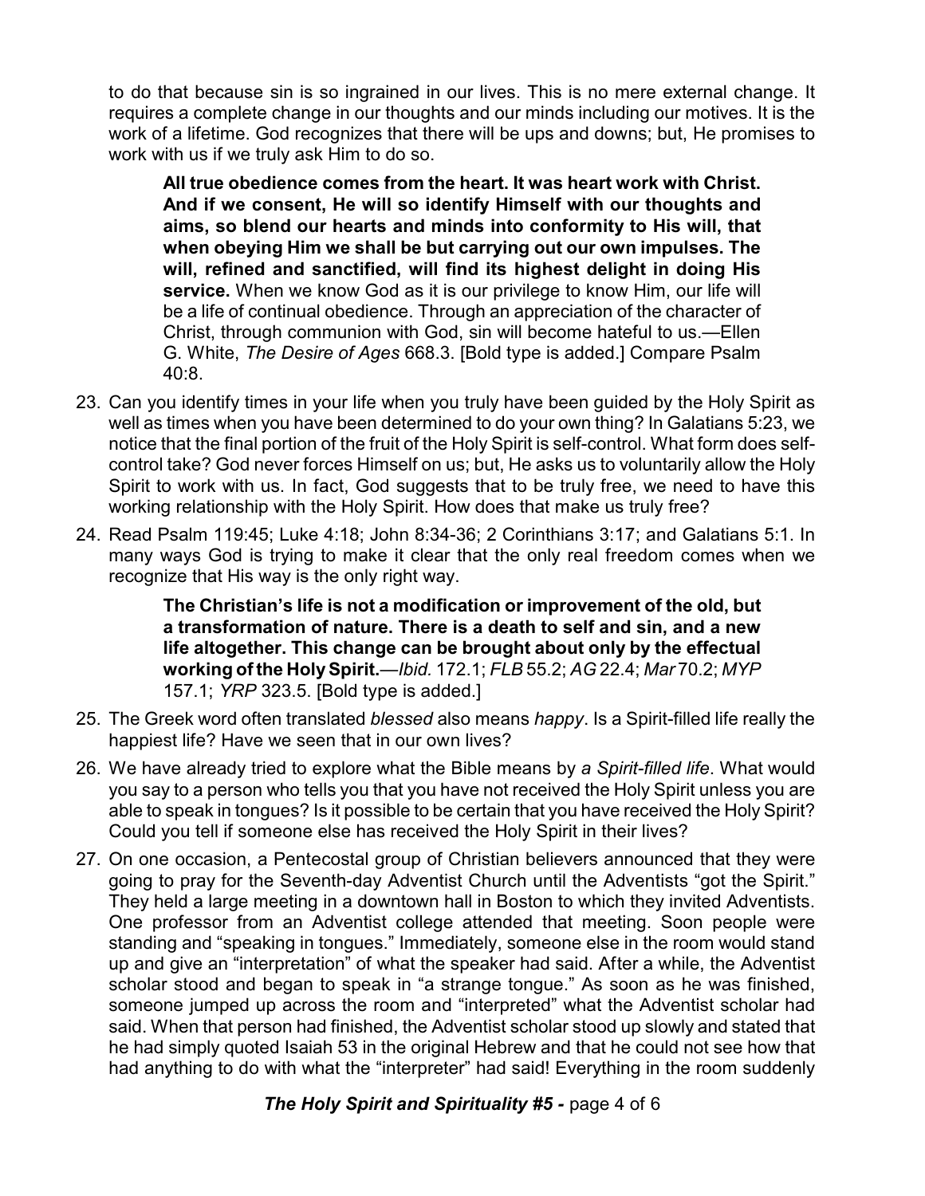to do that because sin is so ingrained in our lives. This is no mere external change. It requires a complete change in our thoughts and our minds including our motives. It is the work of a lifetime. God recognizes that there will be ups and downs; but, He promises to work with us if we truly ask Him to do so.

> **All true obedience comes from the heart. It was heart work with Christ. And if we consent, He will so identify Himself with our thoughts and aims, so blend our hearts and minds into conformity to His will, that when obeying Him we shall be but carrying out our own impulses. The will, refined and sanctified, will find its highest delight in doing His service.** When we know God as it is our privilege to know Him, our life will be a life of continual obedience. Through an appreciation of the character of Christ, through communion with God, sin will become hateful to us.—Ellen G. White, *The Desire of Ages* 668.3. [Bold type is added.] Compare Psalm 40:8.

23. Can you identify times in your life when you truly have been guided by the Holy Spirit as well as times when you have been determined to do your own thing? In Galatians 5:23, we notice that the final portion of the fruit of the Holy Spirit is self-control. What form does self-control take? God never forces Himself on us; but, He asks us to voluntarily allow the Holy Spirit to work with us. In fact, God suggests that to be truly free, we need to have this working relationship with the Holy Spirit. How does that make us truly free?

24. Read Psalm 119:45; Luke 4:18; John 8:34-36; 2 Corinthians 3:17; and Galatians 5:1. In many ways God is trying to make it clear that the only real freedom comes when we recognize that His way is the only right way.

> **The Christian's life is not a modification or improvement of the old, but a transformation of nature. There is a death to self and sin, and a new life altogether. This change can be brought about only by the effectual working of the Holy Spirit.**—*Ibid.* 172.1; *FLB* 55.2; *AG* 22.4; *Mar* 70.2; *MYP* 157.1; *YRP* 323.5. [Bold type is added.]

25. The Greek word often translated *blessed* also means *happy*. Is a Spirit-filled life really the happiest life? Have we seen that in our own lives?

26. We have already tried to explore what the Bible means by *a Spirit-filled life*. What would you say to a person who tells you that you have not received the Holy Spirit unless you are able to speak in tongues? Is it possible to be certain that you have received the Holy Spirit? Could you tell if someone else has received the Holy Spirit in their lives?

27. On one occasion, a Pentecostal group of Christian believers announced that they were going to pray for the Seventh-day Adventist Church until the Adventists "got the Spirit." They held a large meeting in a downtown hall in Boston to which they invited Adventists. One professor from an Adventist college attended that meeting. Soon people were standing and "speaking in tongues." Immediately, someone else in the room would stand up and give an "interpretation" of what the speaker had said. After a while, the Adventist scholar stood and began to speak in "a strange tongue." As soon as he was finished, someone jumped up across the room and "interpreted" what the Adventist scholar had said. When that person had finished, the Adventist scholar stood up slowly and stated that he had simply quoted Isaiah 53 in the original Hebrew and that he could not see how that had anything to do with what the "interpreter" had said! Everything in the room suddenly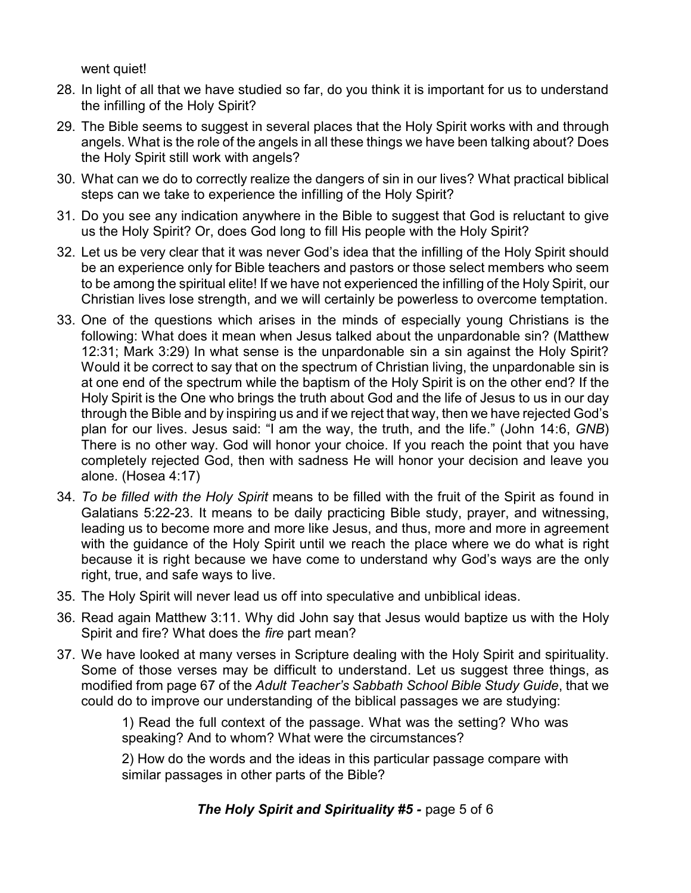went quiet!

28. In light of all that we have studied so far, do you think it is important for us to understand the infilling of the Holy Spirit?
29. The Bible seems to suggest in several places that the Holy Spirit works with and through angels. What is the role of the angels in all these things we have been talking about? Does the Holy Spirit still work with angels?
30. What can we do to correctly realize the dangers of sin in our lives? What practical biblical steps can we take to experience the infilling of the Holy Spirit?
31. Do you see any indication anywhere in the Bible to suggest that God is reluctant to give us the Holy Spirit? Or, does God long to fill His people with the Holy Spirit?
32. Let us be very clear that it was never God's idea that the infilling of the Holy Spirit should be an experience only for Bible teachers and pastors or those select members who seem to be among the spiritual elite! If we have not experienced the infilling of the Holy Spirit, our Christian lives lose strength, and we will certainly be powerless to overcome temptation.
33. One of the questions which arises in the minds of especially young Christians is the following: What does it mean when Jesus talked about the unpardonable sin? (Matthew 12:31; Mark 3:29) In what sense is the unpardonable sin a sin against the Holy Spirit? Would it be correct to say that on the spectrum of Christian living, the unpardonable sin is at one end of the spectrum while the baptism of the Holy Spirit is on the other end? If the Holy Spirit is the One who brings the truth about God and the life of Jesus to us in our day through the Bible and by inspiring us and if we reject that way, then we have rejected God's plan for our lives. Jesus said: "I am the way, the truth, and the life." (John 14:6, *GNB*) There is no other way. God will honor your choice. If you reach the point that you have completely rejected God, then with sadness He will honor your decision and leave you alone. (Hosea 4:17)
34. *To be filled with the Holy Spirit* means to be filled with the fruit of the Spirit as found in Galatians 5:22-23. It means to be daily practicing Bible study, prayer, and witnessing, leading us to become more and more like Jesus, and thus, more and more in agreement with the guidance of the Holy Spirit until we reach the place where we do what is right because it is right because we have come to understand why God's ways are the only right, true, and safe ways to live.
35. The Holy Spirit will never lead us off into speculative and unbiblical ideas.
36. Read again Matthew 3:11. Why did John say that Jesus would baptize us with the Holy Spirit and fire? What does the *fire* part mean?
37. We have looked at many verses in Scripture dealing with the Holy Spirit and spirituality. Some of those verses may be difficult to understand. Let us suggest three things, as modified from page 67 of the *Adult Teacher's Sabbath School Bible Study Guide*, that we could do to improve our understanding of the biblical passages we are studying:

    1) Read the full context of the passage. What was the setting? Who was speaking? And to whom? What were the circumstances?

    2) How do the words and the ideas in this particular passage compare with similar passages in other parts of the Bible?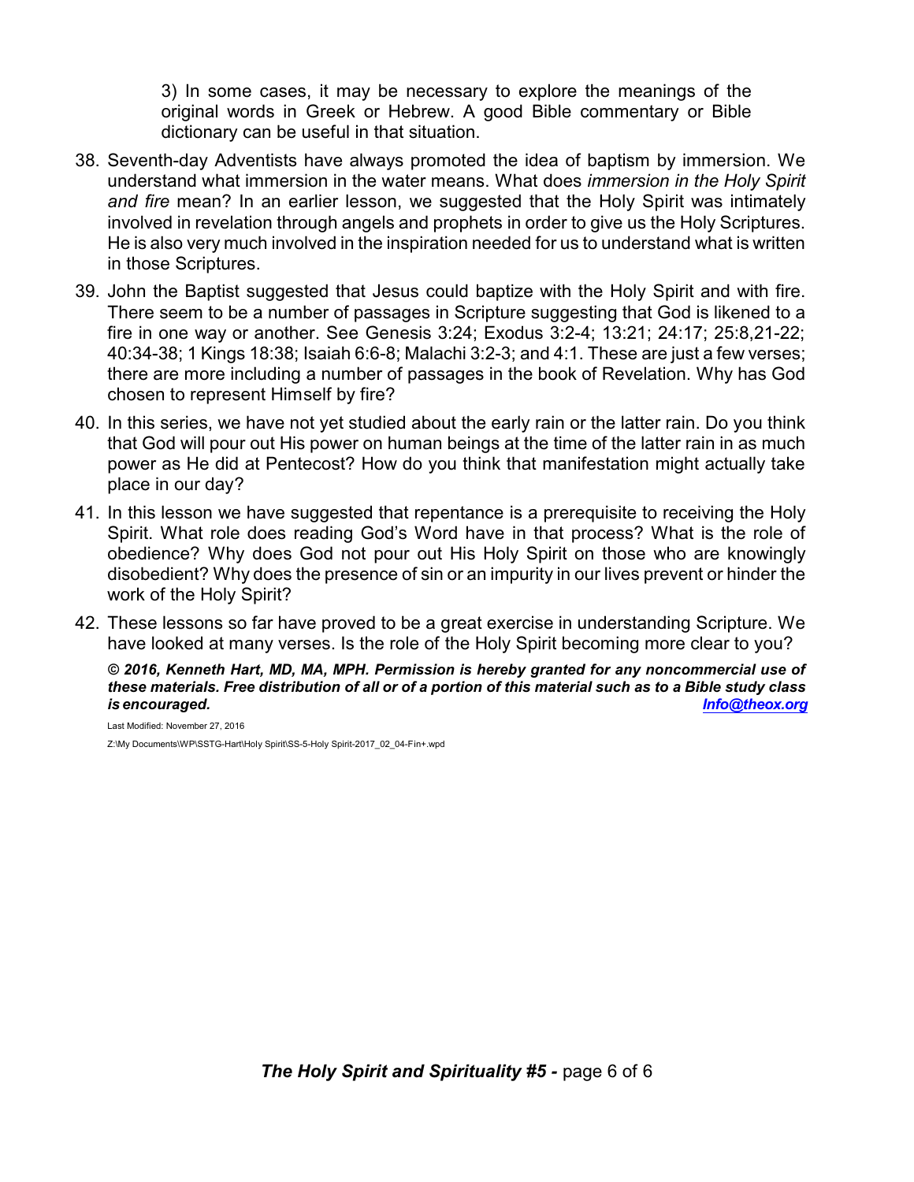3) In some cases, it may be necessary to explore the meanings of the original words in Greek or Hebrew. A good Bible commentary or Bible dictionary can be useful in that situation.

38. Seventh-day Adventists have always promoted the idea of baptism by immersion. We understand what immersion in the water means. What does *immersion in the Holy Spirit and fire* mean? In an earlier lesson, we suggested that the Holy Spirit was intimately involved in revelation through angels and prophets in order to give us the Holy Scriptures. He is also very much involved in the inspiration needed for us to understand what is written in those Scriptures.

39. John the Baptist suggested that Jesus could baptize with the Holy Spirit and with fire. There seem to be a number of passages in Scripture suggesting that God is likened to a fire in one way or another. See Genesis 3:24; Exodus 3:2-4; 13:21; 24:17; 25:8,21-22; 40:34-38; 1 Kings 18:38; Isaiah 6:6-8; Malachi 3:2-3; and 4:1. These are just a few verses; there are more including a number of passages in the book of Revelation. Why has God chosen to represent Himself by fire?

40. In this series, we have not yet studied about the early rain or the latter rain. Do you think that God will pour out His power on human beings at the time of the latter rain in as much power as He did at Pentecost? How do you think that manifestation might actually take place in our day?

41. In this lesson we have suggested that repentance is a prerequisite to receiving the Holy Spirit. What role does reading God's Word have in that process? What is the role of obedience? Why does God not pour out His Holy Spirit on those who are knowingly disobedient? Why does the presence of sin or an impurity in our lives prevent or hinder the work of the Holy Spirit?

42. These lessons so far have proved to be a great exercise in understanding Scripture. We have looked at many verses. Is the role of the Holy Spirit becoming more clear to you?

***© 2016, Kenneth Hart, MD, MA, MPH. Permission is hereby granted for any noncommercial use of these materials. Free distribution of all or of a portion of this material such as to a Bible study class is encouraged.*** ***Info@theox.org***

Last Modified: November 27, 2016

Z:\My Documents\WP\SSTG-Hart\Holy Spirit\SS-5-Holy Spirit-2017_02_04-Fin+.wpd